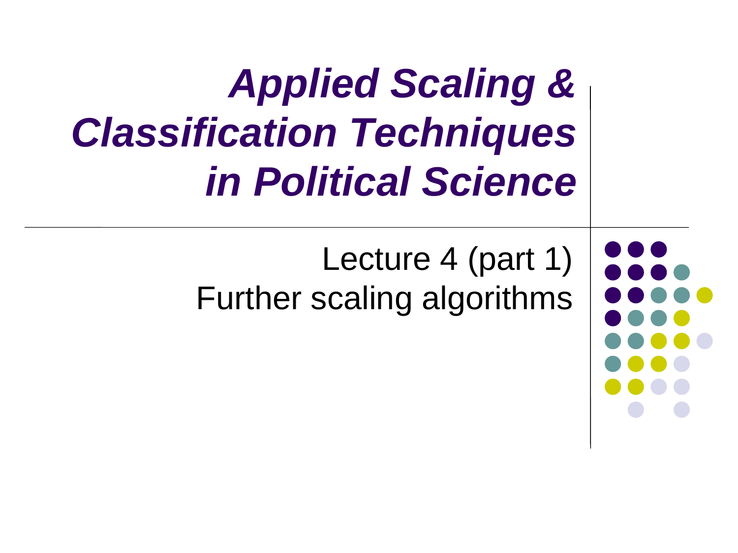# *Applied Scaling & Classification Techniques in Political Science*

Lecture 4 (part 1)
Further scaling algorithms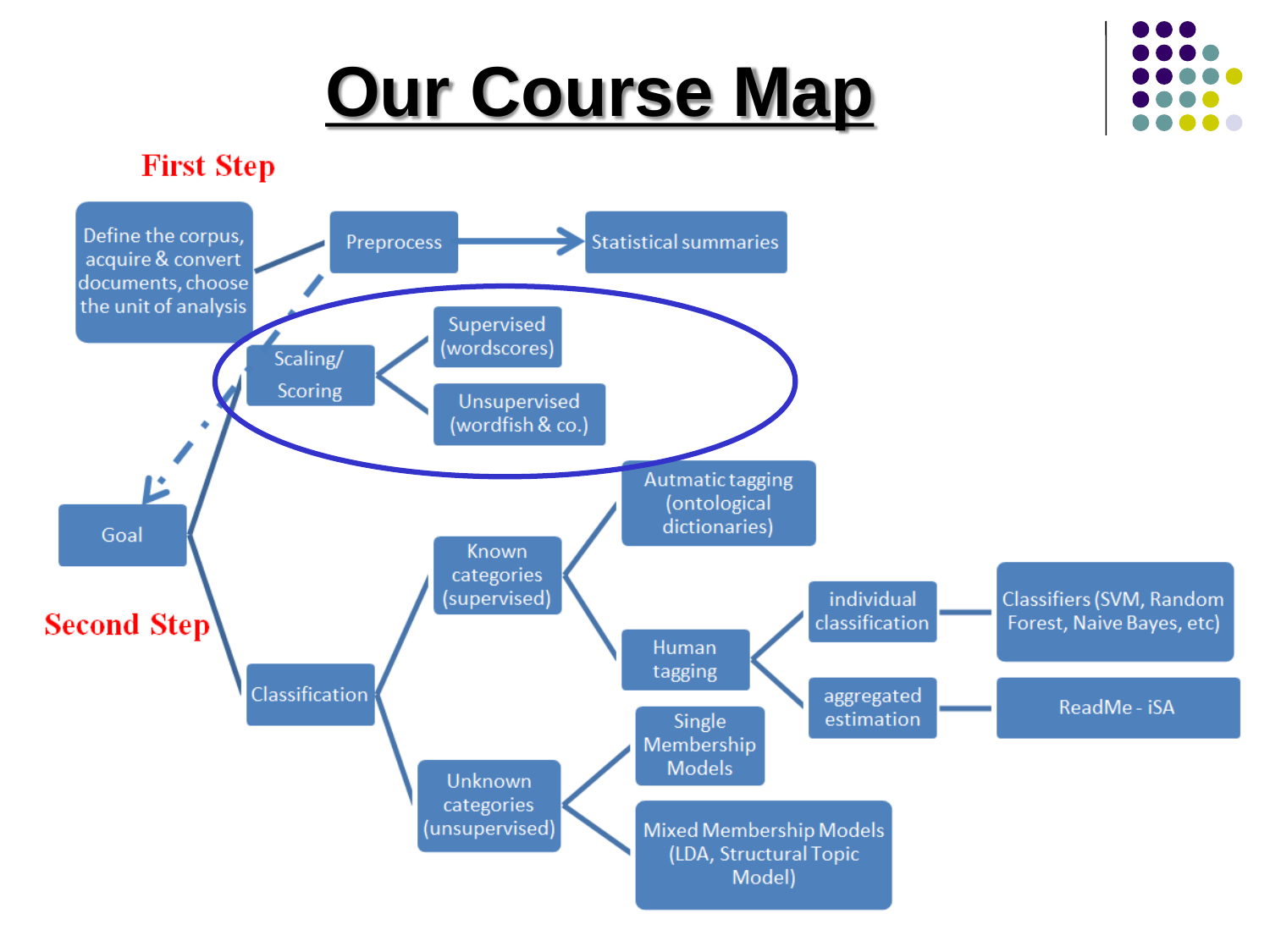# Our Course Map

**First Step**

- Define the corpus, acquire & convert documents, choose the unit of analysis
- Preprocess → Statistical summaries
- Scaling/ Scoring
  - Supervised (wordscores)
  - Unsupervised (wordfish & co.)

Goal

**Second Step**

- Classification
  - Known categories (supervised)
    - Autmatic tagging (ontological dictionaries)
    - Human tagging
      - individual classification — Classifiers (SVM, Random Forest, Naive Bayes, etc)
      - aggregated estimation — ReadMe - iSA
  - Unknown categories (unsupervised)
    - Single Membership Models
    - Mixed Membership Models (LDA, Structural Topic Model)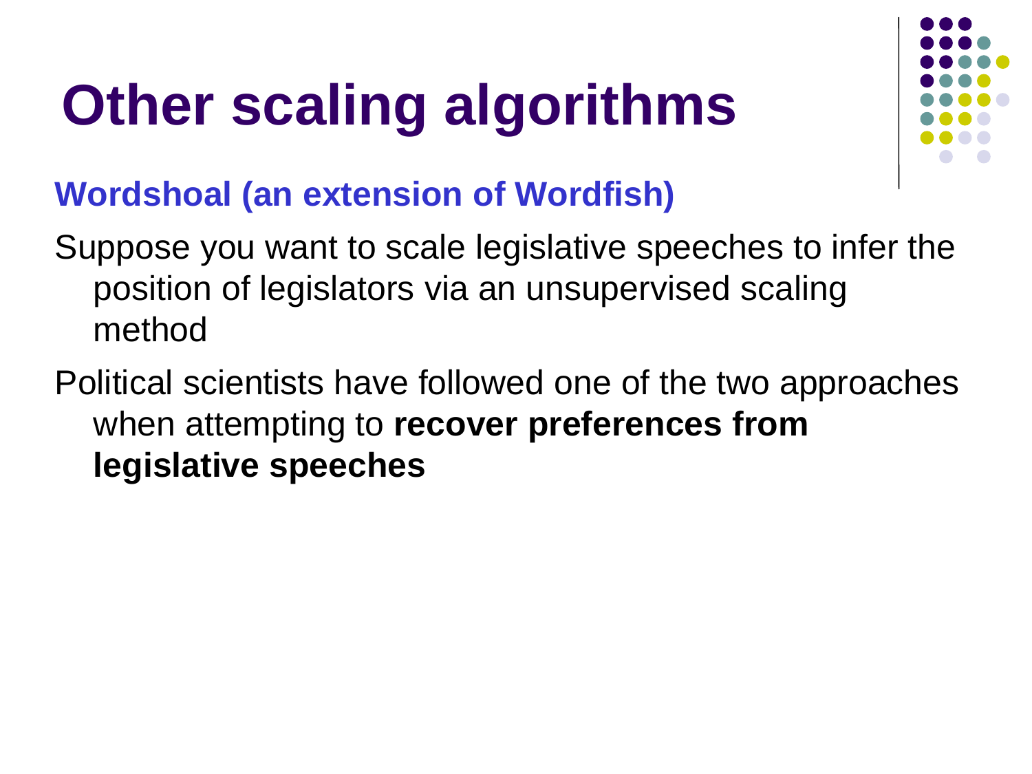# Other scaling algorithms

## Wordshoal (an extension of Wordfish)

Suppose you want to scale legislative speeches to infer the position of legislators via an unsupervised scaling method

Political scientists have followed one of the two approaches when attempting to **recover preferences from legislative speeches**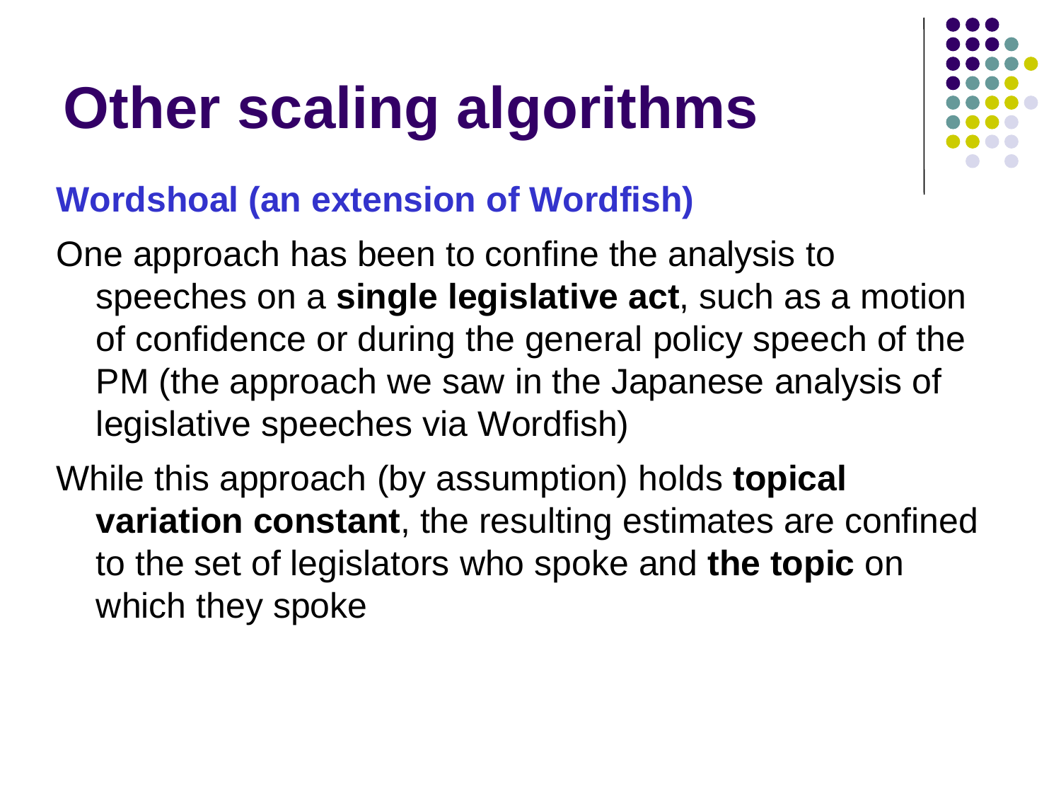# Other scaling algorithms

## Wordshoal (an extension of Wordfish)

One approach has been to confine the analysis to speeches on a **single legislative act**, such as a motion of confidence or during the general policy speech of the PM (the approach we saw in the Japanese analysis of legislative speeches via Wordfish)

While this approach (by assumption) holds **topical variation constant**, the resulting estimates are confined to the set of legislators who spoke and **the topic** on which they spoke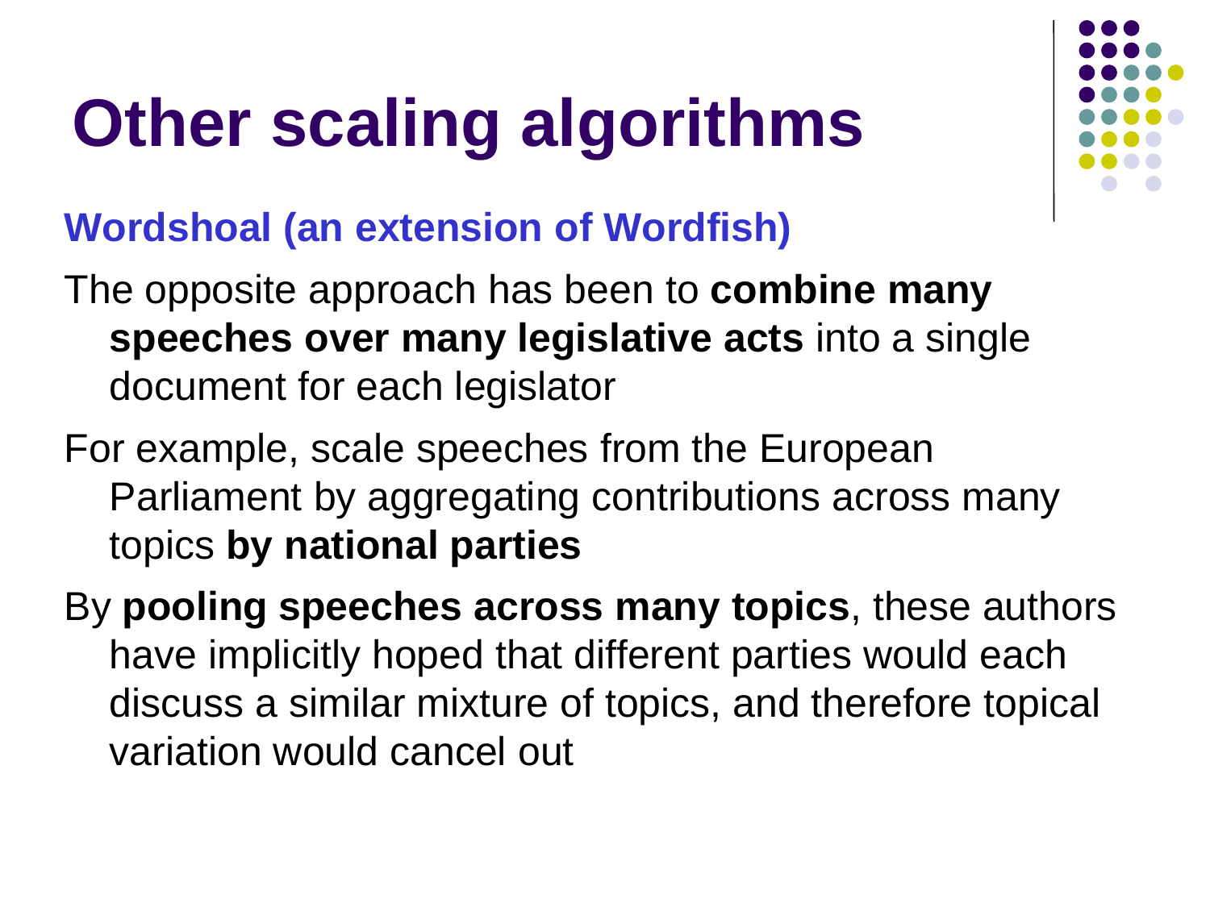# Other scaling algorithms

### Wordshoal (an extension of Wordfish)

The opposite approach has been to **combine many speeches over many legislative acts** into a single document for each legislator

For example, scale speeches from the European Parliament by aggregating contributions across many topics **by national parties**

By **pooling speeches across many topics**, these authors have implicitly hoped that different parties would each discuss a similar mixture of topics, and therefore topical variation would cancel out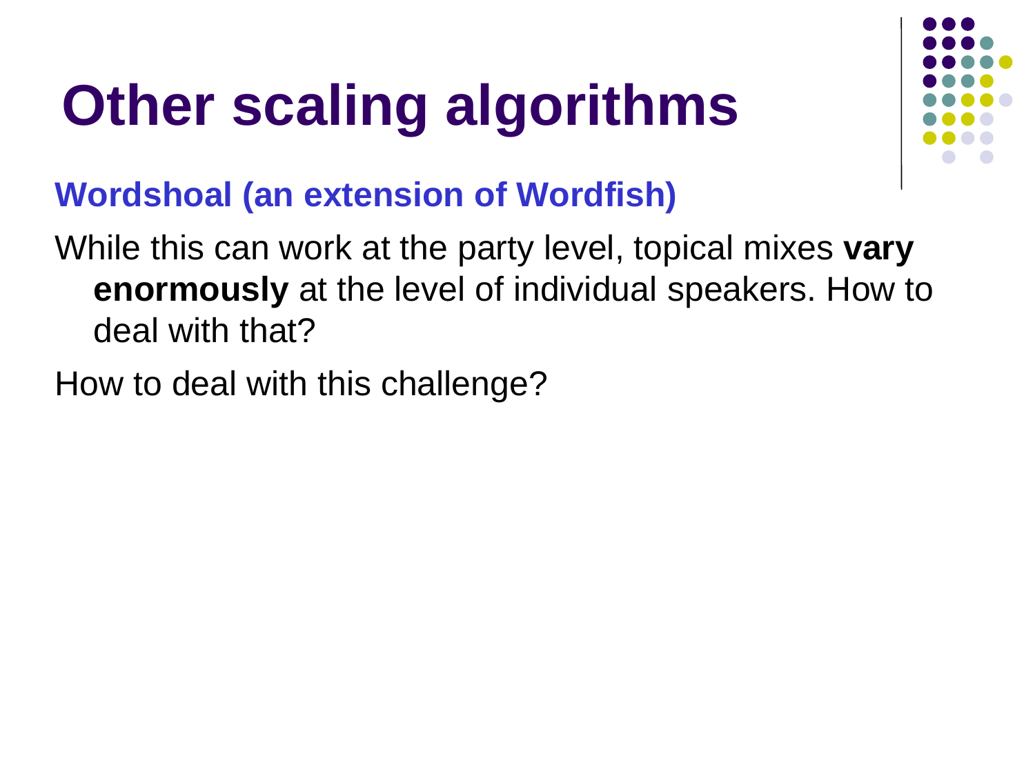# Other scaling algorithms

### Wordshoal (an extension of Wordfish)

While this can work at the party level, topical mixes **vary enormously** at the level of individual speakers. How to deal with that?

How to deal with this challenge?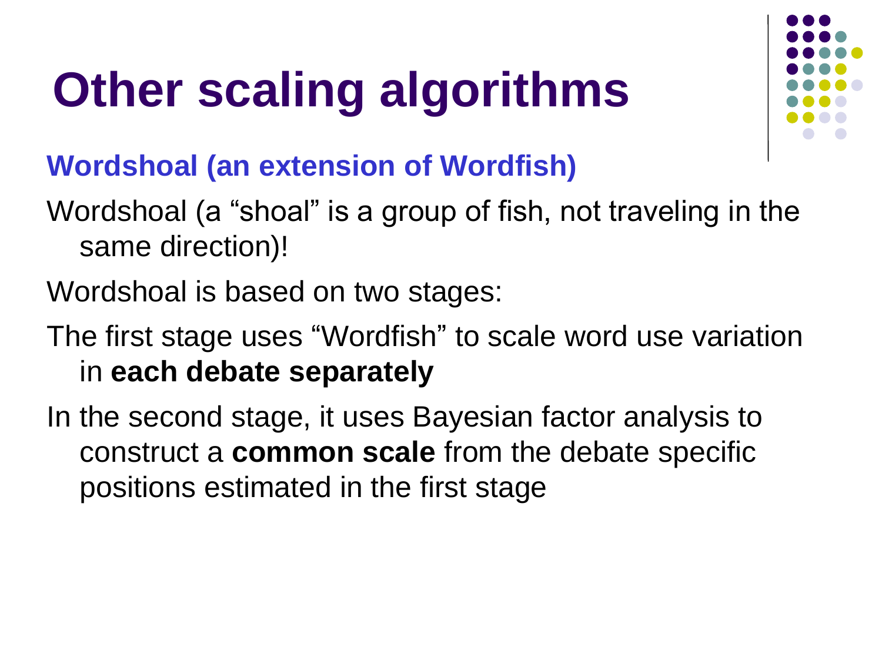# Other scaling algorithms

### Wordshoal (an extension of Wordfish)

Wordshoal (a “shoal” is a group of fish, not traveling in the same direction)!

Wordshoal is based on two stages:

The first stage uses “Wordfish” to scale word use variation in **each debate separately**

In the second stage, it uses Bayesian factor analysis to construct a **common scale** from the debate specific positions estimated in the first stage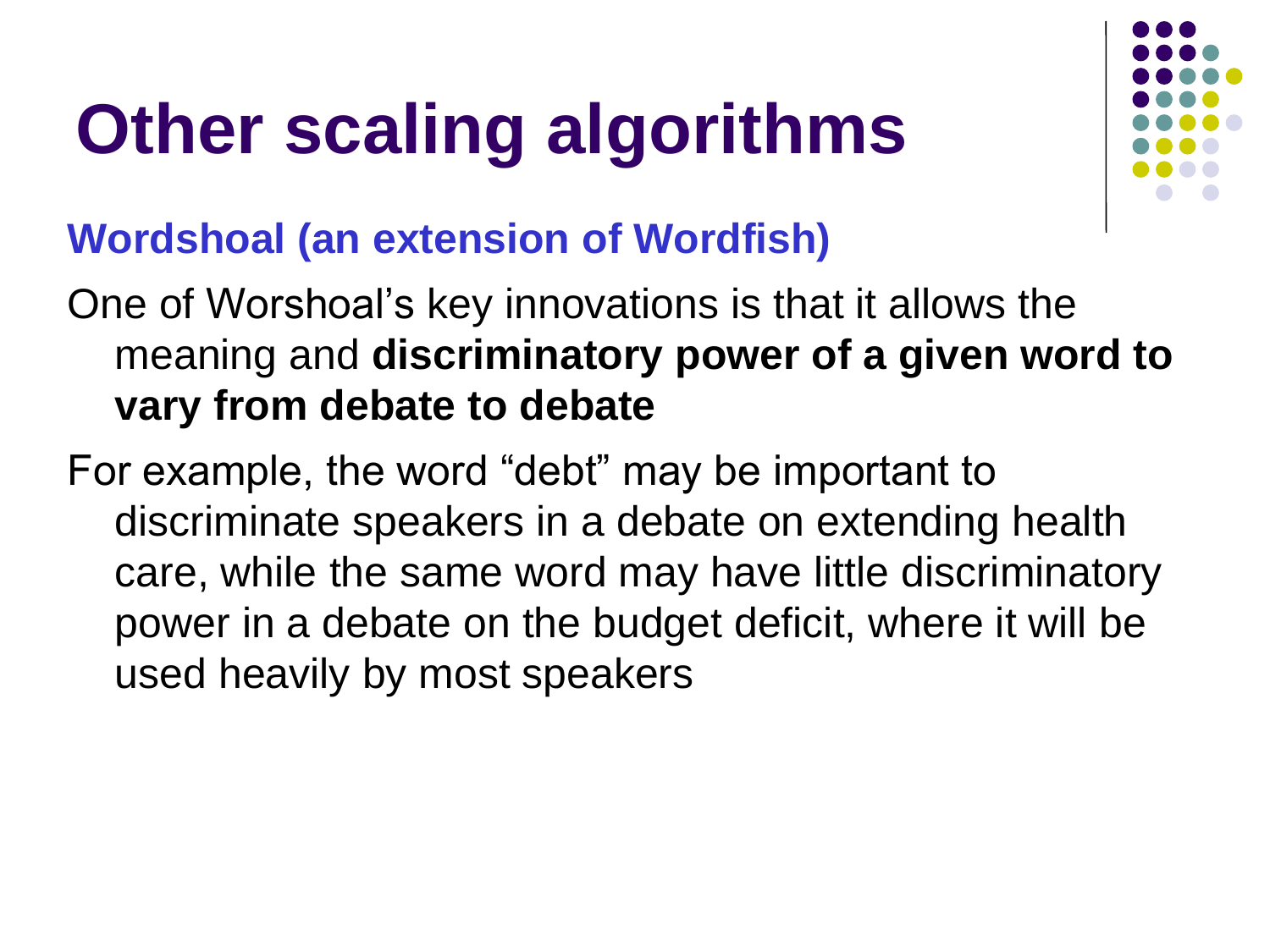# Other scaling algorithms

## Wordshoal (an extension of Wordfish)

One of Worshoal’s key innovations is that it allows the meaning and **discriminatory power of a given word to vary from debate to debate**

For example, the word “debt” may be important to discriminate speakers in a debate on extending health care, while the same word may have little discriminatory power in a debate on the budget deficit, where it will be used heavily by most speakers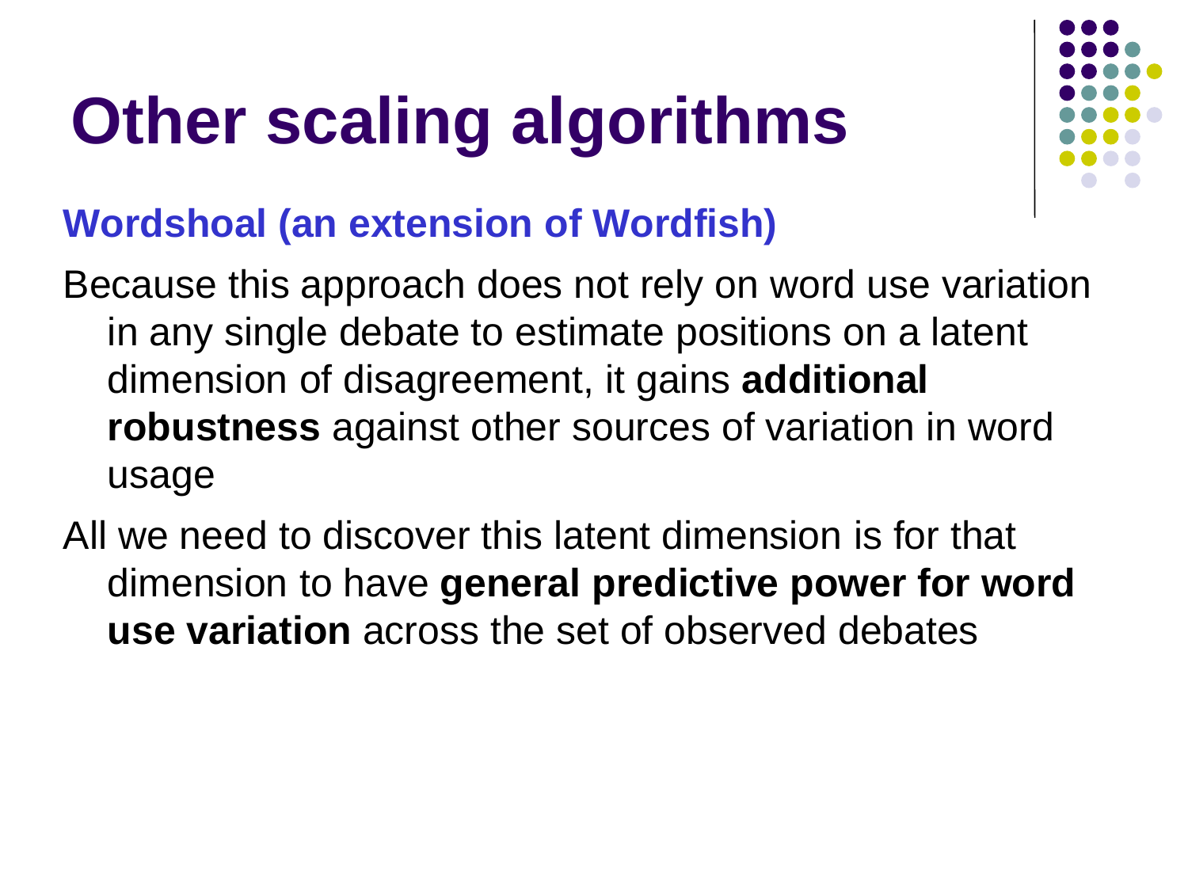# Other scaling algorithms

## Wordshoal (an extension of Wordfish)

Because this approach does not rely on word use variation in any single debate to estimate positions on a latent dimension of disagreement, it gains **additional robustness** against other sources of variation in word usage

All we need to discover this latent dimension is for that dimension to have **general predictive power for word use variation** across the set of observed debates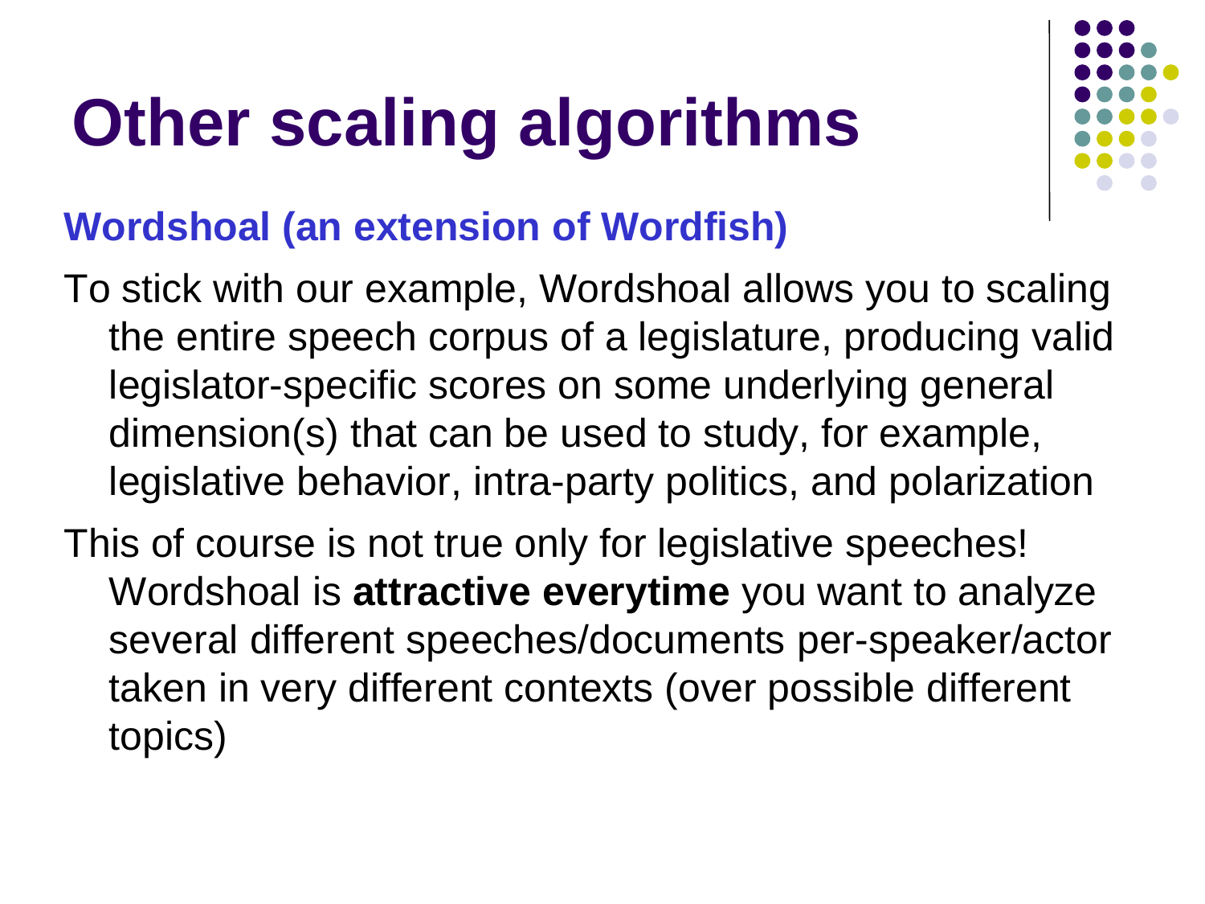# Other scaling algorithms

### Wordshoal (an extension of Wordfish)

To stick with our example, Wordshoal allows you to scaling the entire speech corpus of a legislature, producing valid legislator-specific scores on some underlying general dimension(s) that can be used to study, for example, legislative behavior, intra-party politics, and polarization

This of course is not true only for legislative speeches! Wordshoal is **attractive everytime** you want to analyze several different speeches/documents per-speaker/actor taken in very different contexts (over possible different topics)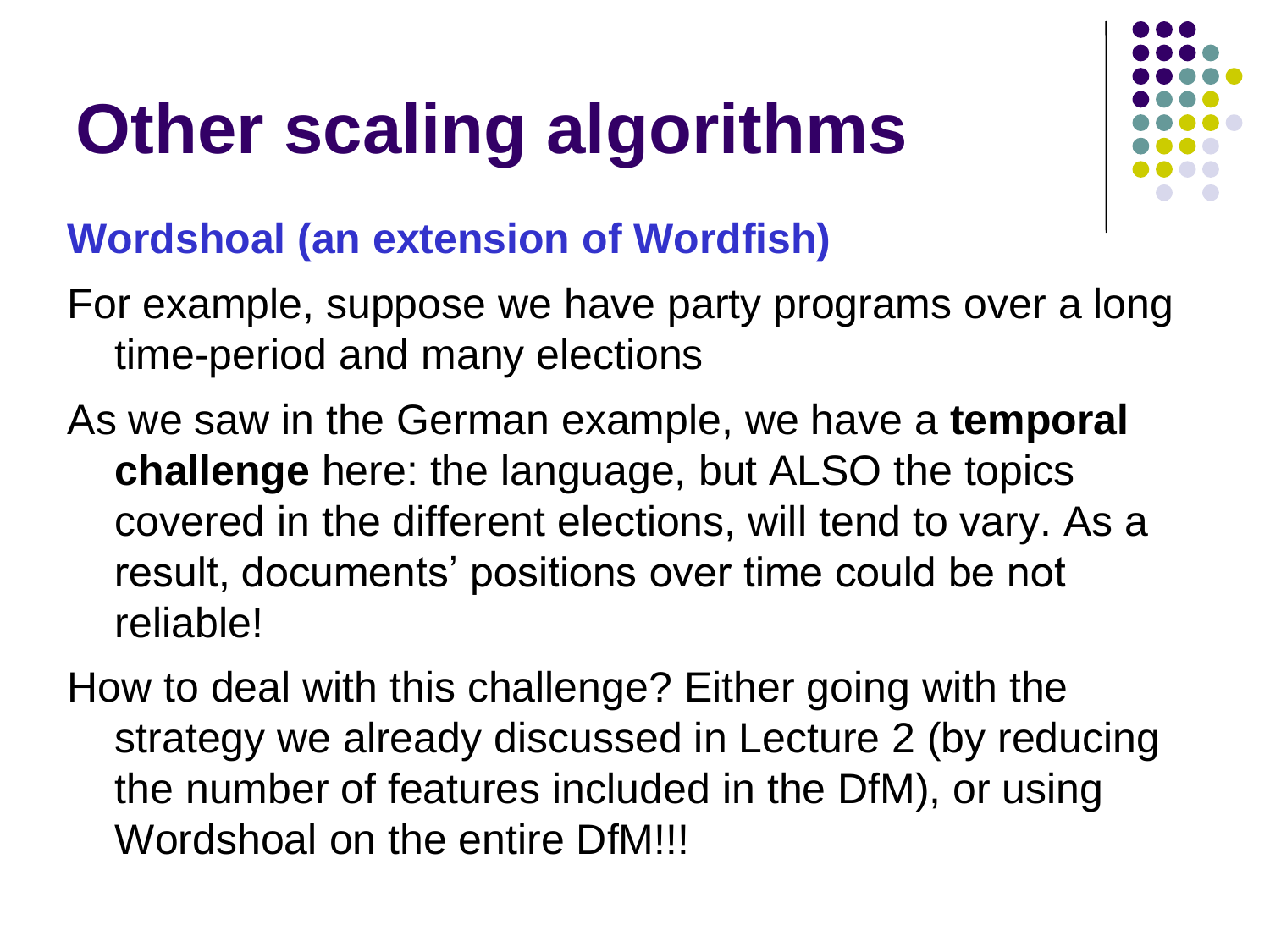# Other scaling algorithms

## Wordshoal (an extension of Wordfish)

For example, suppose we have party programs over a long time-period and many elections

As we saw in the German example, we have a **temporal challenge** here: the language, but ALSO the topics covered in the different elections, will tend to vary. As a result, documents' positions over time could be not reliable!

How to deal with this challenge? Either going with the strategy we already discussed in Lecture 2 (by reducing the number of features included in the DfM), or using Wordshoal on the entire DfM!!!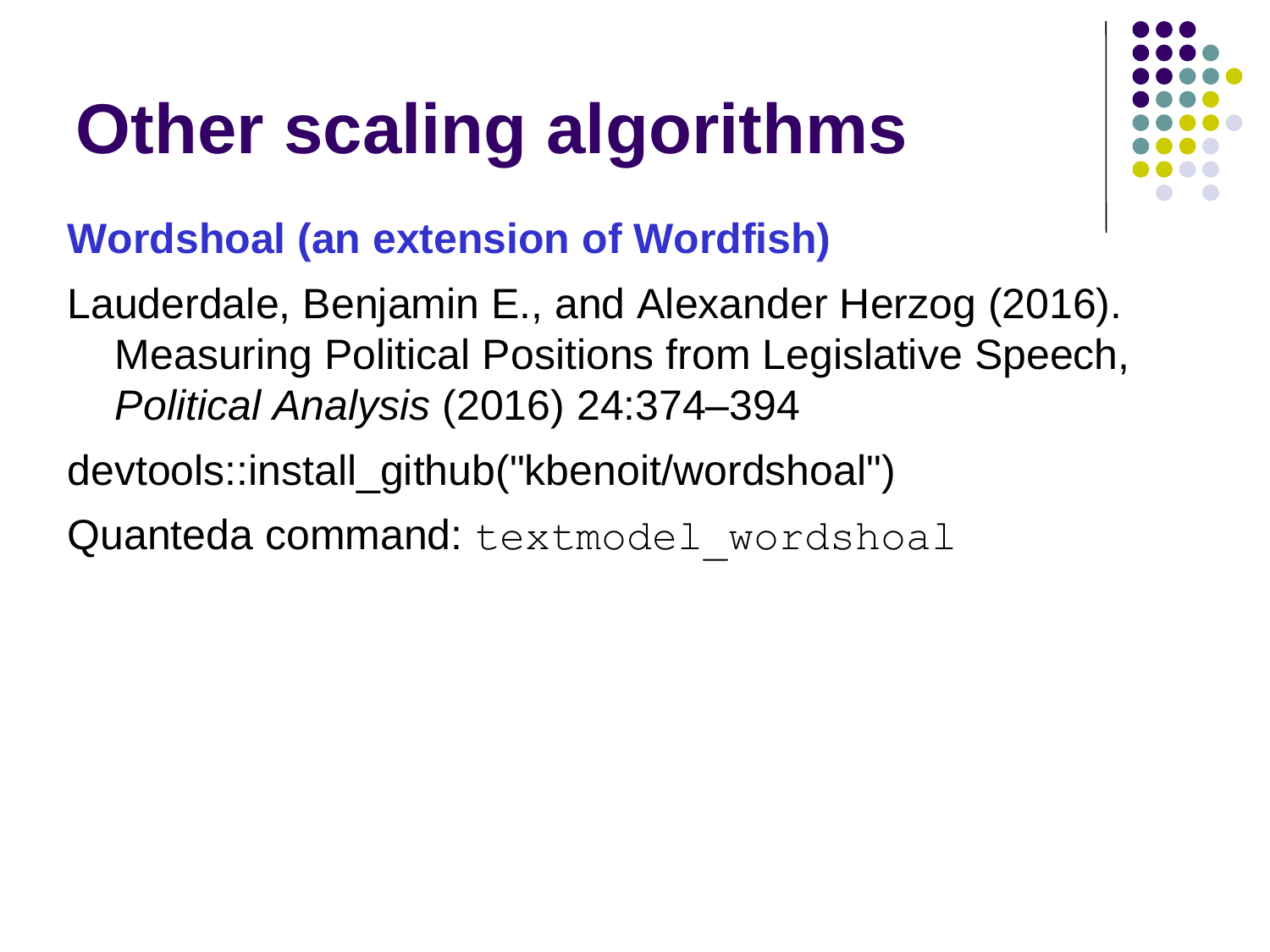# Other scaling algorithms

## Wordshoal (an extension of Wordfish)

Lauderdale, Benjamin E., and Alexander Herzog (2016). Measuring Political Positions from Legislative Speech, *Political Analysis* (2016) 24:374–394

devtools::install_github("kbenoit/wordshoal")

Quanteda command: `textmodel_wordshoal`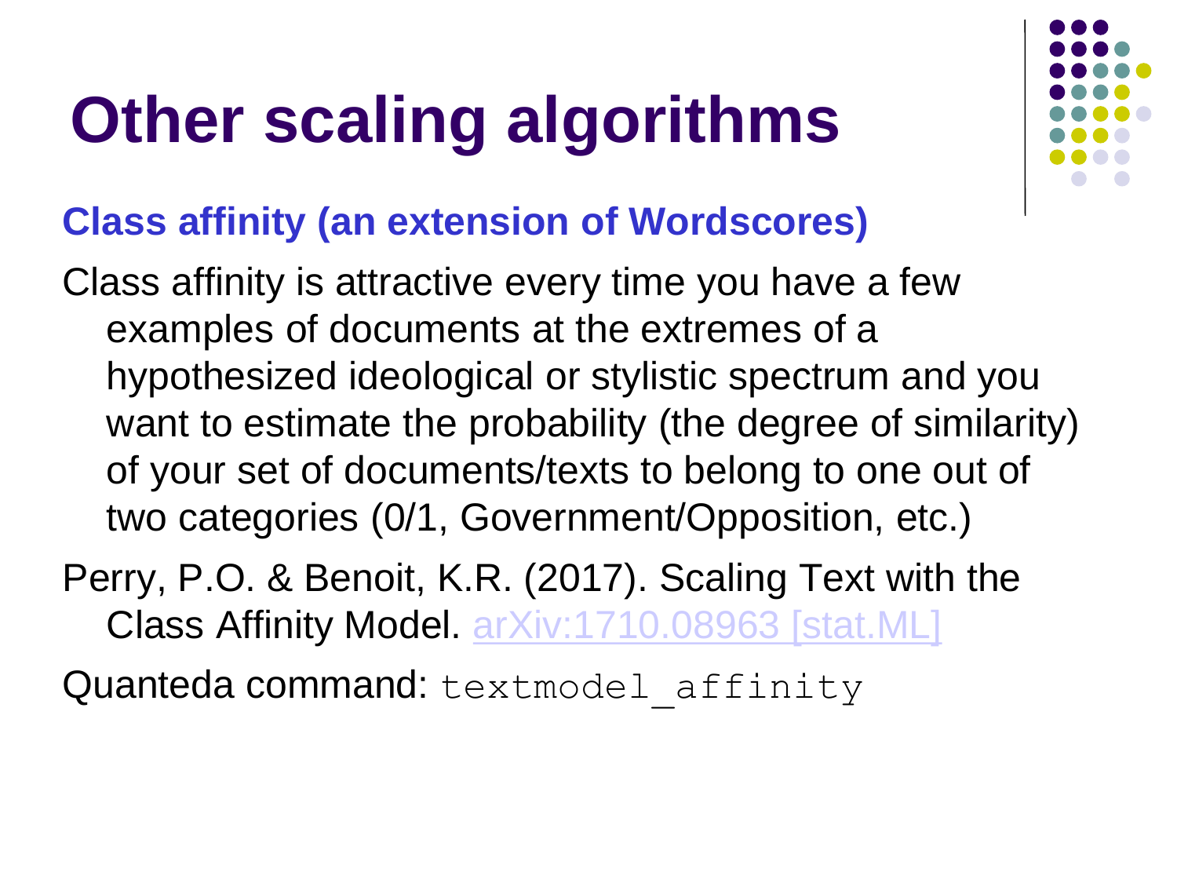# Other scaling algorithms

## Class affinity (an extension of Wordscores)

Class affinity is attractive every time you have a few examples of documents at the extremes of a hypothesized ideological or stylistic spectrum and you want to estimate the probability (the degree of similarity) of your set of documents/texts to belong to one out of two categories (0/1, Government/Opposition, etc.)

Perry, P.O. & Benoit, K.R. (2017). Scaling Text with the Class Affinity Model. arXiv:1710.08963 [stat.ML]

Quanteda command: `textmodel_affinity`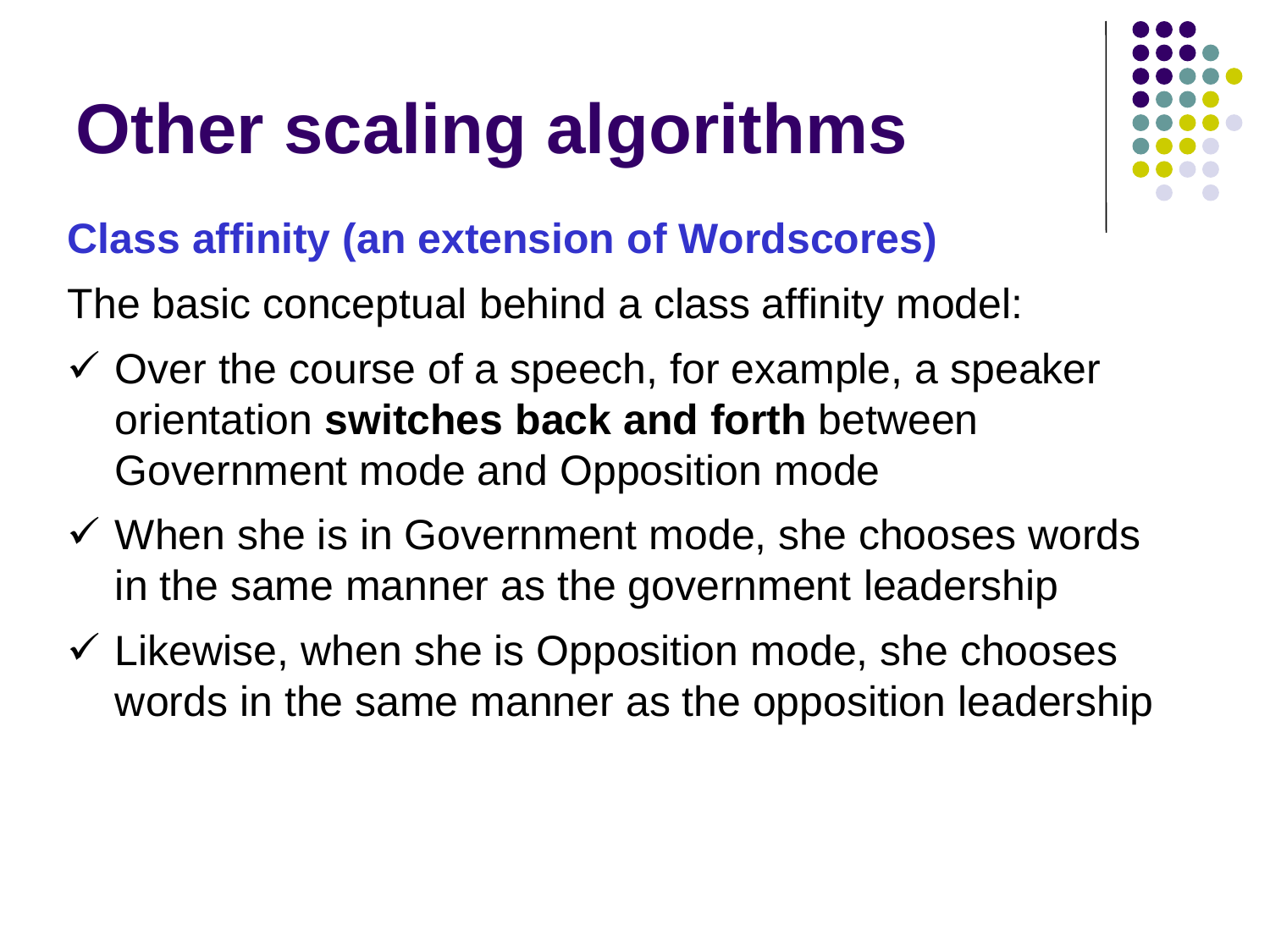# Other scaling algorithms

## Class affinity (an extension of Wordscores)

The basic conceptual behind a class affinity model:

- ✓ Over the course of a speech, for example, a speaker orientation **switches back and forth** between Government mode and Opposition mode
- ✓ When she is in Government mode, she chooses words in the same manner as the government leadership
- ✓ Likewise, when she is Opposition mode, she chooses words in the same manner as the opposition leadership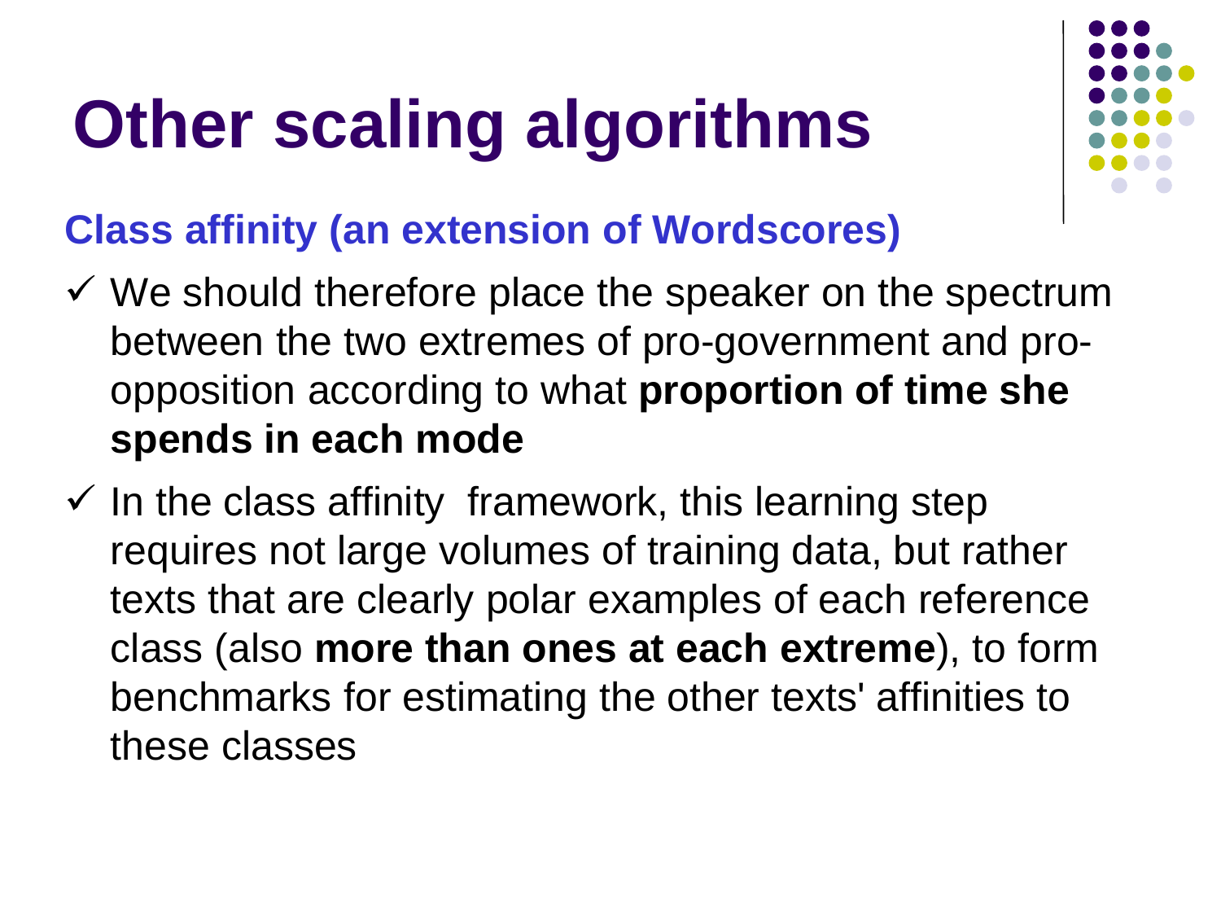# Other scaling algorithms

### Class affinity (an extension of Wordscores)

- ✓ We should therefore place the speaker on the spectrum between the two extremes of pro-government and pro-opposition according to what **proportion of time she spends in each mode**
- ✓ In the class affinity framework, this learning step requires not large volumes of training data, but rather texts that are clearly polar examples of each reference class (also **more than ones at each extreme**), to form benchmarks for estimating the other texts' affinities to these classes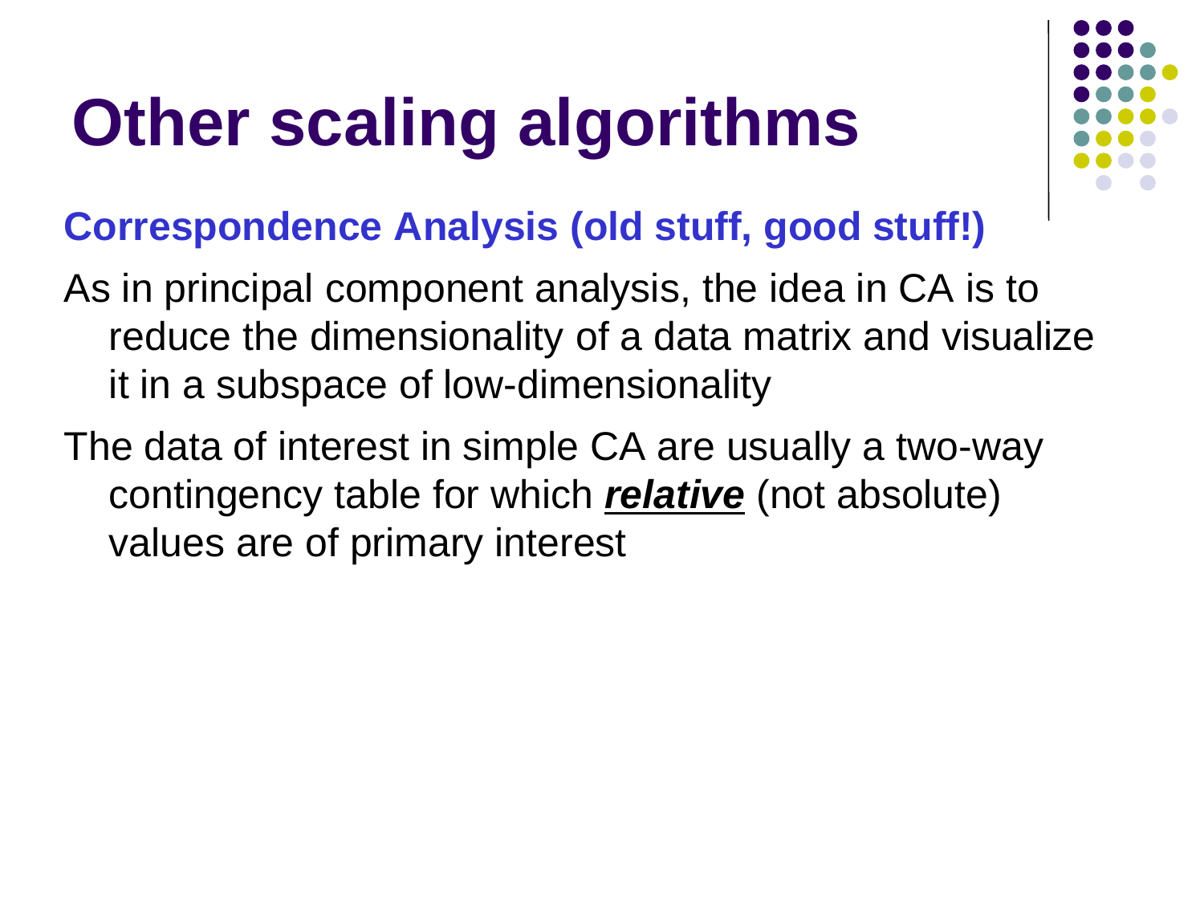# Other scaling algorithms

**Correspondence Analysis (old stuff, good stuff!)**

As in principal component analysis, the idea in CA is to reduce the dimensionality of a data matrix and visualize it in a subspace of low-dimensionality

The data of interest in simple CA are usually a two-way contingency table for which ***relative*** (not absolute) values are of primary interest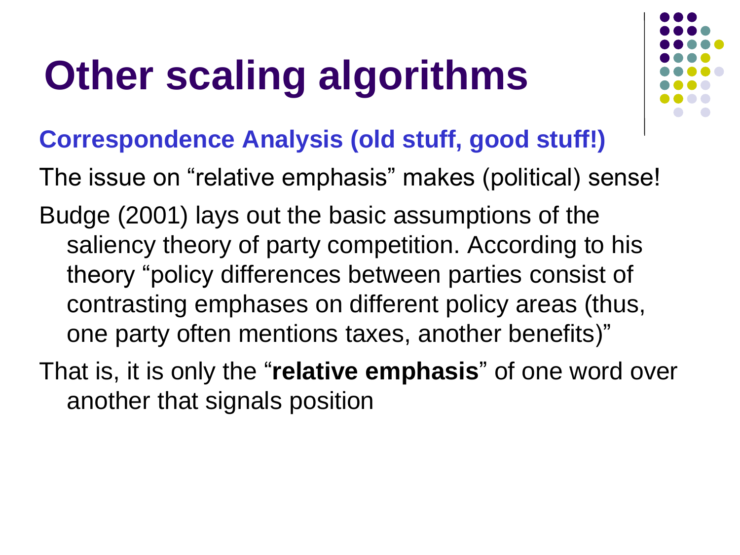# Other scaling algorithms

**Correspondence Analysis (old stuff, good stuff!)**

The issue on “relative emphasis” makes (political) sense!

Budge (2001) lays out the basic assumptions of the saliency theory of party competition. According to his theory “policy differences between parties consist of contrasting emphases on different policy areas (thus, one party often mentions taxes, another benefits)”

That is, it is only the “**relative emphasis**” of one word over another that signals position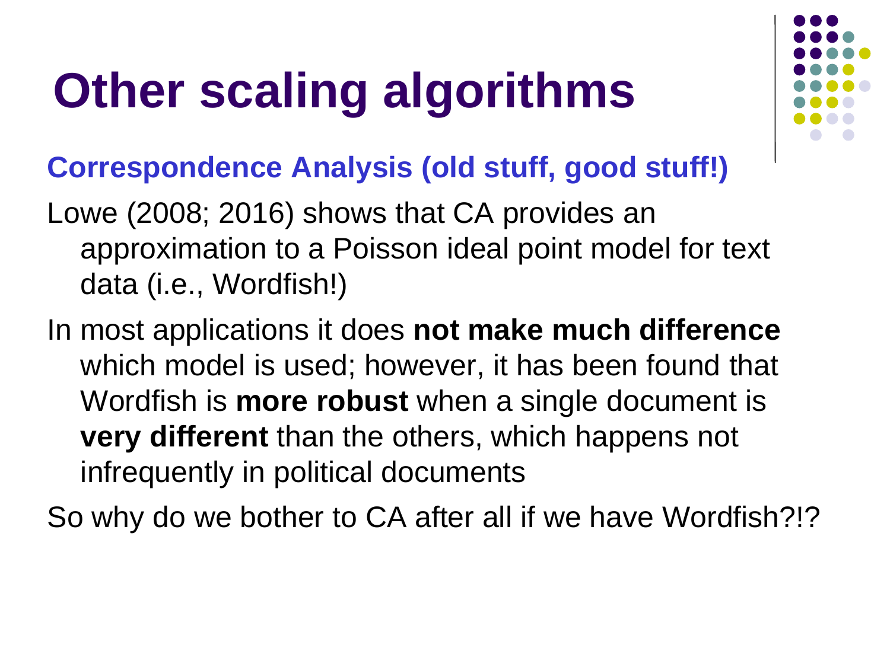# Other scaling algorithms

**Correspondence Analysis (old stuff, good stuff!)**

Lowe (2008; 2016) shows that CA provides an approximation to a Poisson ideal point model for text data (i.e., Wordfish!)

In most applications it does **not make much difference** which model is used; however, it has been found that Wordfish is **more robust** when a single document is **very different** than the others, which happens not infrequently in political documents

So why do we bother to CA after all if we have Wordfish?!?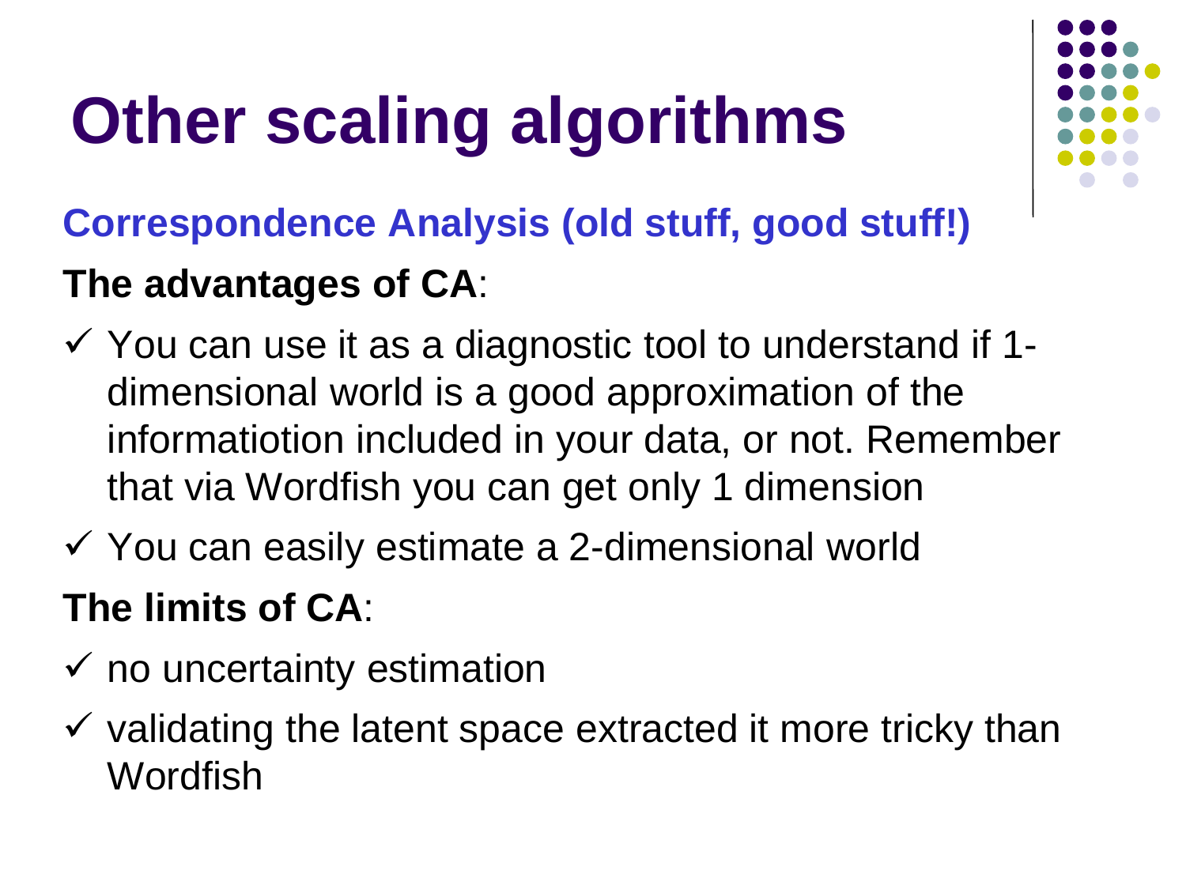# Other scaling algorithms

## Correspondence Analysis (old stuff, good stuff!)

**The advantages of CA**:

- ✓ You can use it as a diagnostic tool to understand if 1-dimensional world is a good approximation of the informatiotion included in your data, or not. Remember that via Wordfish you can get only 1 dimension
- ✓ You can easily estimate a 2-dimensional world

**The limits of CA**:

- ✓ no uncertainty estimation
- ✓ validating the latent space extracted it more tricky than Wordfish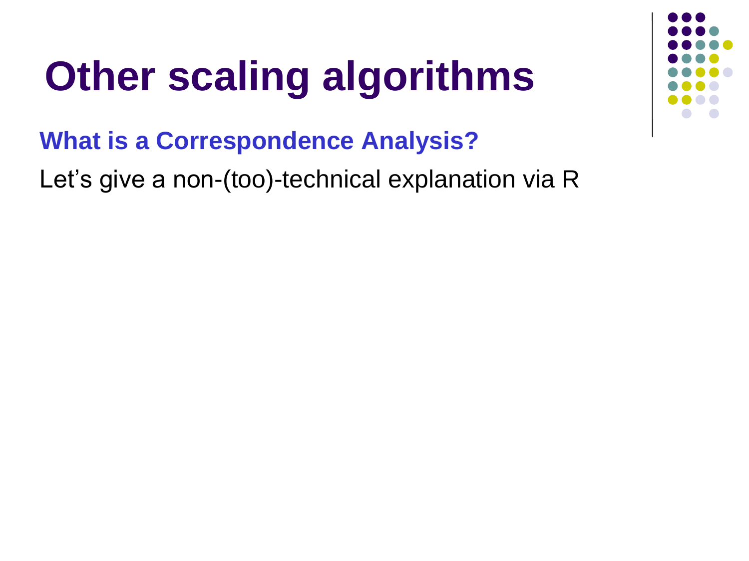# Other scaling algorithms

**What is a Correspondence Analysis?**

Let’s give a non-(too)-technical explanation via R